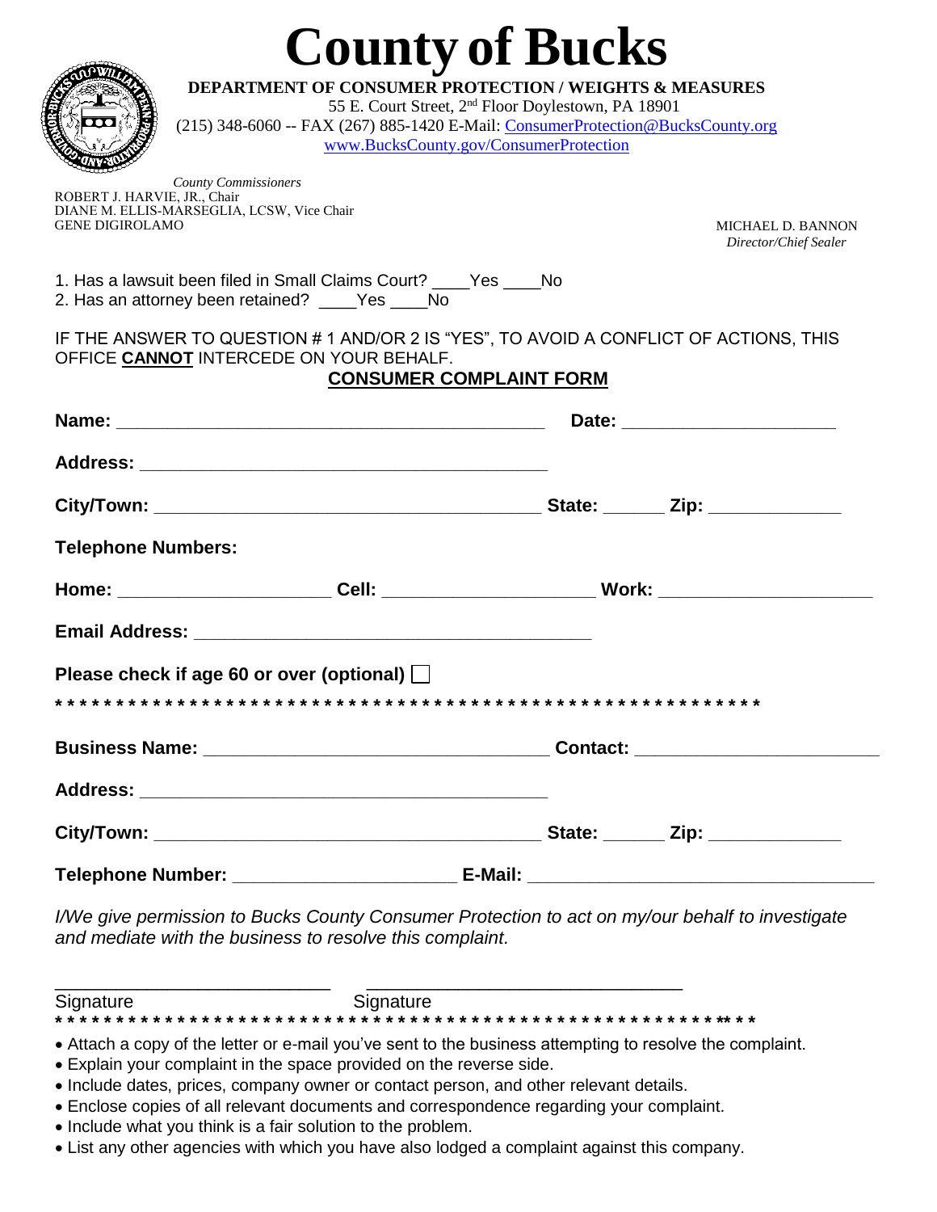# County of Bucks

**DEPARTMENT OF CONSUMER PROTECTION / WEIGHTS & MEASURES**
55 E. Court Street, 2nd Floor Doylestown, PA 18901
(215) 348-6060 -- FAX (267) 885-1420 E-Mail: ConsumerProtection@BucksCounty.org
www.BucksCounty.gov/ConsumerProtection

*County Commissioners*
ROBERT J. HARVIE, JR., Chair
DIANE M. ELLIS-MARSEGLIA, LCSW, Vice Chair
GENE DIGIROLAMO

MICHAEL D. BANNON
*Director/Chief Sealer*

1. Has a lawsuit been filed in Small Claims Court? ____Yes ____No
2. Has an attorney been retained? ____Yes ____No

IF THE ANSWER TO QUESTION # 1 AND/OR 2 IS "YES", TO AVOID A CONFLICT OF ACTIONS, THIS OFFICE **CANNOT** INTERCEDE ON YOUR BEHALF.

## CONSUMER COMPLAINT FORM

**Name:** ____________________________________________ **Date:** _____________________

**Address:** __________________________________________

**City/Town:** ________________________________________ **State:** ______ **Zip:** _____________

**Telephone Numbers:**

**Home:** _____________________ **Cell:** _____________________ **Work:** _____________________

**Email Address:** _________________________________________

**Please check if age 60 or over (optional)** ☐

* * * * * * * * * * * * * * * * * * * * * * * * * * * * * * * * * * * * * * * * * * * * * * * * * * * * * * * * * * * * * *

**Business Name:** ___________________________________ **Contact:** _________________________

**Address:** __________________________________________

**City/Town:** ________________________________________ **State:** ______ **Zip:** _____________

**Telephone Number:** ______________________ **E-Mail:** ___________________________________

*I/We give permission to Bucks County Consumer Protection to act on my/our behalf to investigate and mediate with the business to resolve this complaint.*

____________________________ ________________________________
Signature Signature

* * * * * * * * * * * * * * * * * * * * * * * * * * * * * * * * * * * * * * * * * * * * * * * * * * * * * * * * * * * * * *

- Attach a copy of the letter or e-mail you've sent to the business attempting to resolve the complaint.
- Explain your complaint in the space provided on the reverse side.
- Include dates, prices, company owner or contact person, and other relevant details.
- Enclose copies of all relevant documents and correspondence regarding your complaint.
- Include what you think is a fair solution to the problem.
- List any other agencies with which you have also lodged a complaint against this company.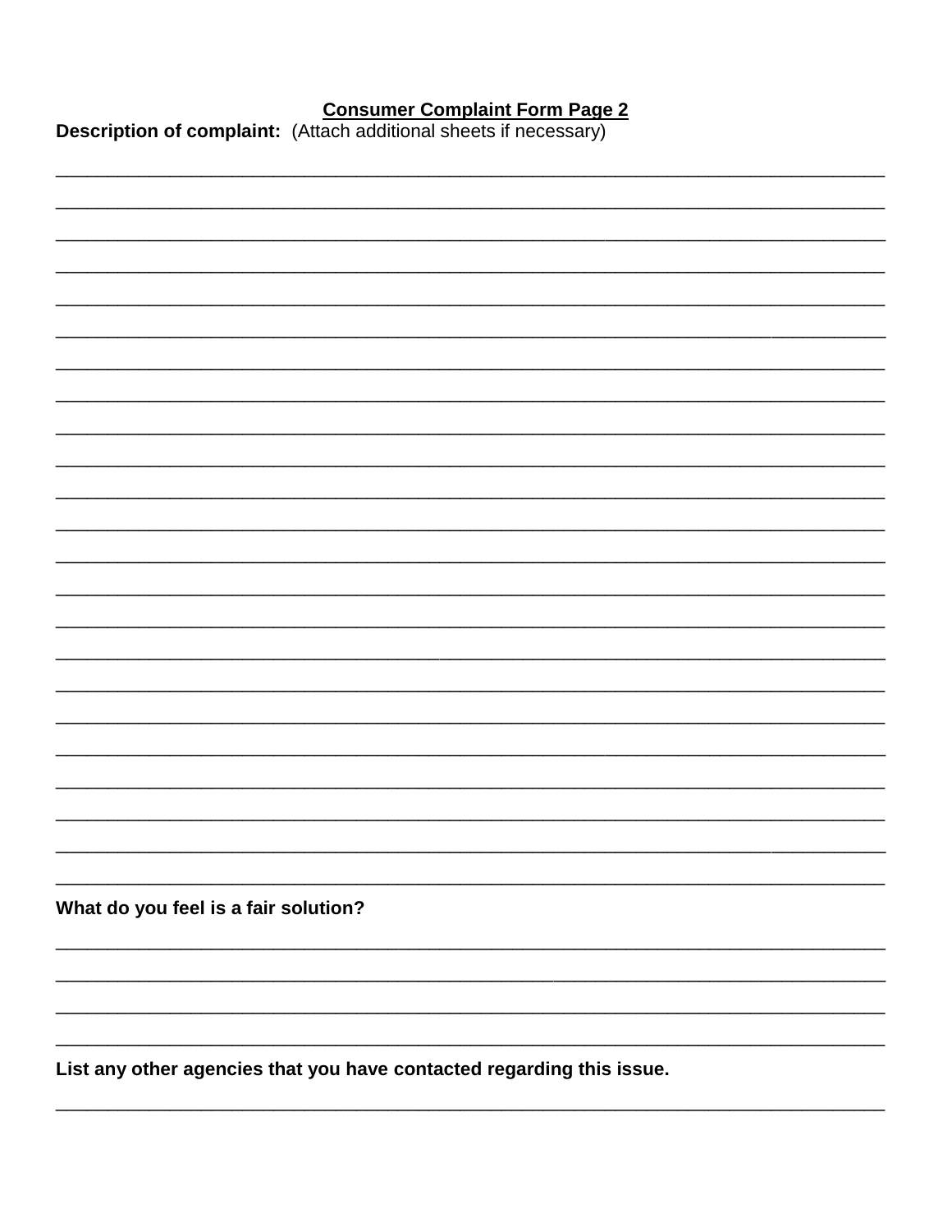**Consumer Complaint Form Page 2**

**Description of complaint:** (Attach additional sheets if necessary)

_______________________________________________________________________________

_______________________________________________________________________________

_______________________________________________________________________________

_______________________________________________________________________________

_______________________________________________________________________________

_______________________________________________________________________________

_______________________________________________________________________________

_______________________________________________________________________________

_______________________________________________________________________________

_______________________________________________________________________________

_______________________________________________________________________________

_______________________________________________________________________________

_______________________________________________________________________________

_______________________________________________________________________________

_______________________________________________________________________________

_______________________________________________________________________________

_______________________________________________________________________________

_______________________________________________________________________________

_______________________________________________________________________________

_______________________________________________________________________________

_______________________________________________________________________________

_______________________________________________________________________________

_______________________________________________________________________________

**What do you feel is a fair solution?**

_______________________________________________________________________________

_______________________________________________________________________________

_______________________________________________________________________________

_______________________________________________________________________________

**List any other agencies that you have contacted regarding this issue.**

_______________________________________________________________________________